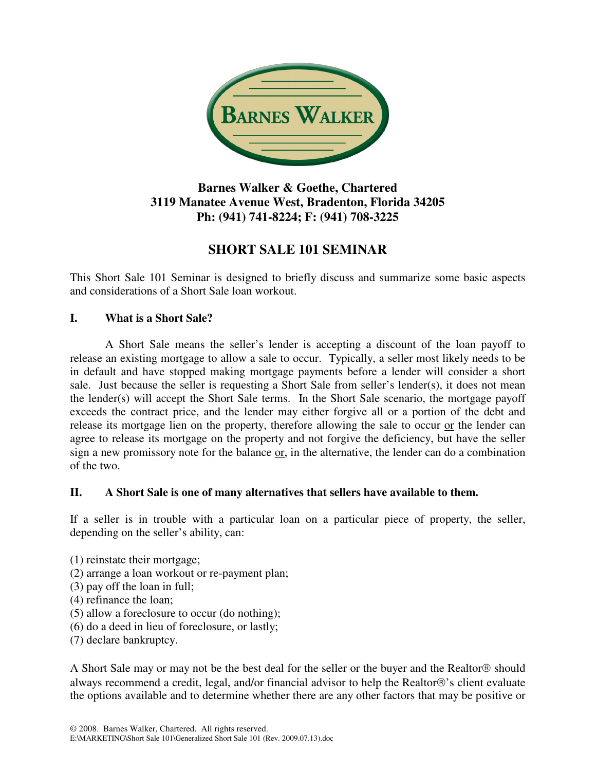**Barnes Walker & Goethe, Chartered**
**3119 Manatee Avenue West, Bradenton, Florida 34205**
**Ph: (941) 741-8224; F: (941) 708-3225**

# SHORT SALE 101 SEMINAR

This Short Sale 101 Seminar is designed to briefly discuss and summarize some basic aspects and considerations of a Short Sale loan workout.

## I. What is a Short Sale?

A Short Sale means the seller's lender is accepting a discount of the loan payoff to release an existing mortgage to allow a sale to occur. Typically, a seller most likely needs to be in default and have stopped making mortgage payments before a lender will consider a short sale. Just because the seller is requesting a Short Sale from seller's lender(s), it does not mean the lender(s) will accept the Short Sale terms. In the Short Sale scenario, the mortgage payoff exceeds the contract price, and the lender may either forgive all or a portion of the debt and release its mortgage lien on the property, therefore allowing the sale to occur <u>or</u> the lender can agree to release its mortgage on the property and not forgive the deficiency, but have the seller sign a new promissory note for the balance <u>or</u>, in the alternative, the lender can do a combination of the two.

## II. A Short Sale is one of many alternatives that sellers have available to them.

If a seller is in trouble with a particular loan on a particular piece of property, the seller, depending on the seller's ability, can:

(1) reinstate their mortgage;
(2) arrange a loan workout or re-payment plan;
(3) pay off the loan in full;
(4) refinance the loan;
(5) allow a foreclosure to occur (do nothing);
(6) do a deed in lieu of foreclosure, or lastly;
(7) declare bankruptcy.

A Short Sale may or may not be the best deal for the seller or the buyer and the Realtor® should always recommend a credit, legal, and/or financial advisor to help the Realtor®'s client evaluate the options available and to determine whether there are any other factors that may be positive or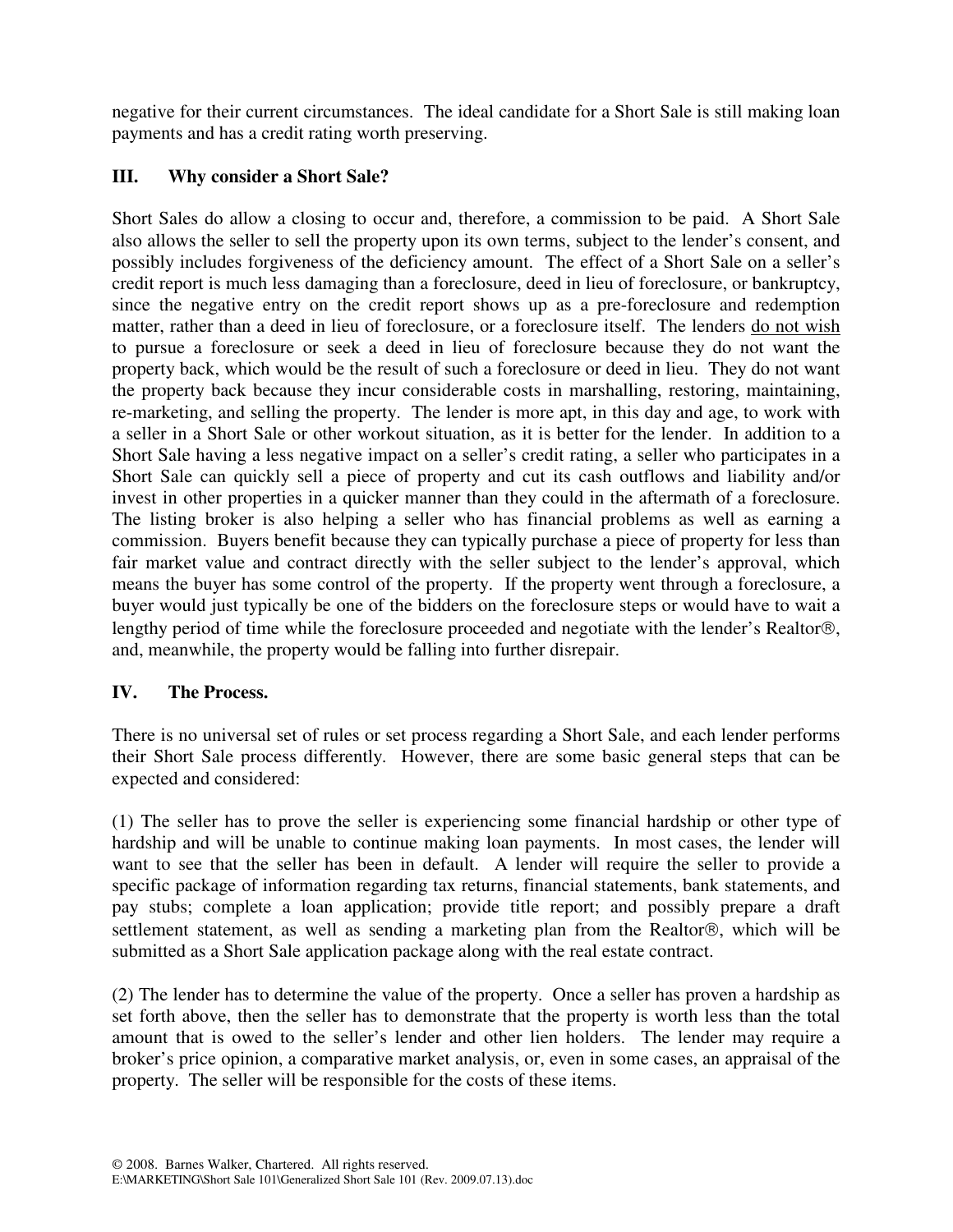negative for their current circumstances. The ideal candidate for a Short Sale is still making loan payments and has a credit rating worth preserving.

## III. Why consider a Short Sale?

Short Sales do allow a closing to occur and, therefore, a commission to be paid. A Short Sale also allows the seller to sell the property upon its own terms, subject to the lender's consent, and possibly includes forgiveness of the deficiency amount. The effect of a Short Sale on a seller's credit report is much less damaging than a foreclosure, deed in lieu of foreclosure, or bankruptcy, since the negative entry on the credit report shows up as a pre-foreclosure and redemption matter, rather than a deed in lieu of foreclosure, or a foreclosure itself. The lenders <u>do not wish</u> to pursue a foreclosure or seek a deed in lieu of foreclosure because they do not want the property back, which would be the result of such a foreclosure or deed in lieu. They do not want the property back because they incur considerable costs in marshalling, restoring, maintaining, re-marketing, and selling the property. The lender is more apt, in this day and age, to work with a seller in a Short Sale or other workout situation, as it is better for the lender. In addition to a Short Sale having a less negative impact on a seller's credit rating, a seller who participates in a Short Sale can quickly sell a piece of property and cut its cash outflows and liability and/or invest in other properties in a quicker manner than they could in the aftermath of a foreclosure. The listing broker is also helping a seller who has financial problems as well as earning a commission. Buyers benefit because they can typically purchase a piece of property for less than fair market value and contract directly with the seller subject to the lender's approval, which means the buyer has some control of the property. If the property went through a foreclosure, a buyer would just typically be one of the bidders on the foreclosure steps or would have to wait a lengthy period of time while the foreclosure proceeded and negotiate with the lender's Realtor®, and, meanwhile, the property would be falling into further disrepair.

## IV. The Process.

There is no universal set of rules or set process regarding a Short Sale, and each lender performs their Short Sale process differently. However, there are some basic general steps that can be expected and considered:

(1) The seller has to prove the seller is experiencing some financial hardship or other type of hardship and will be unable to continue making loan payments. In most cases, the lender will want to see that the seller has been in default. A lender will require the seller to provide a specific package of information regarding tax returns, financial statements, bank statements, and pay stubs; complete a loan application; provide title report; and possibly prepare a draft settlement statement, as well as sending a marketing plan from the Realtor®, which will be submitted as a Short Sale application package along with the real estate contract.

(2) The lender has to determine the value of the property. Once a seller has proven a hardship as set forth above, then the seller has to demonstrate that the property is worth less than the total amount that is owed to the seller's lender and other lien holders. The lender may require a broker's price opinion, a comparative market analysis, or, even in some cases, an appraisal of the property. The seller will be responsible for the costs of these items.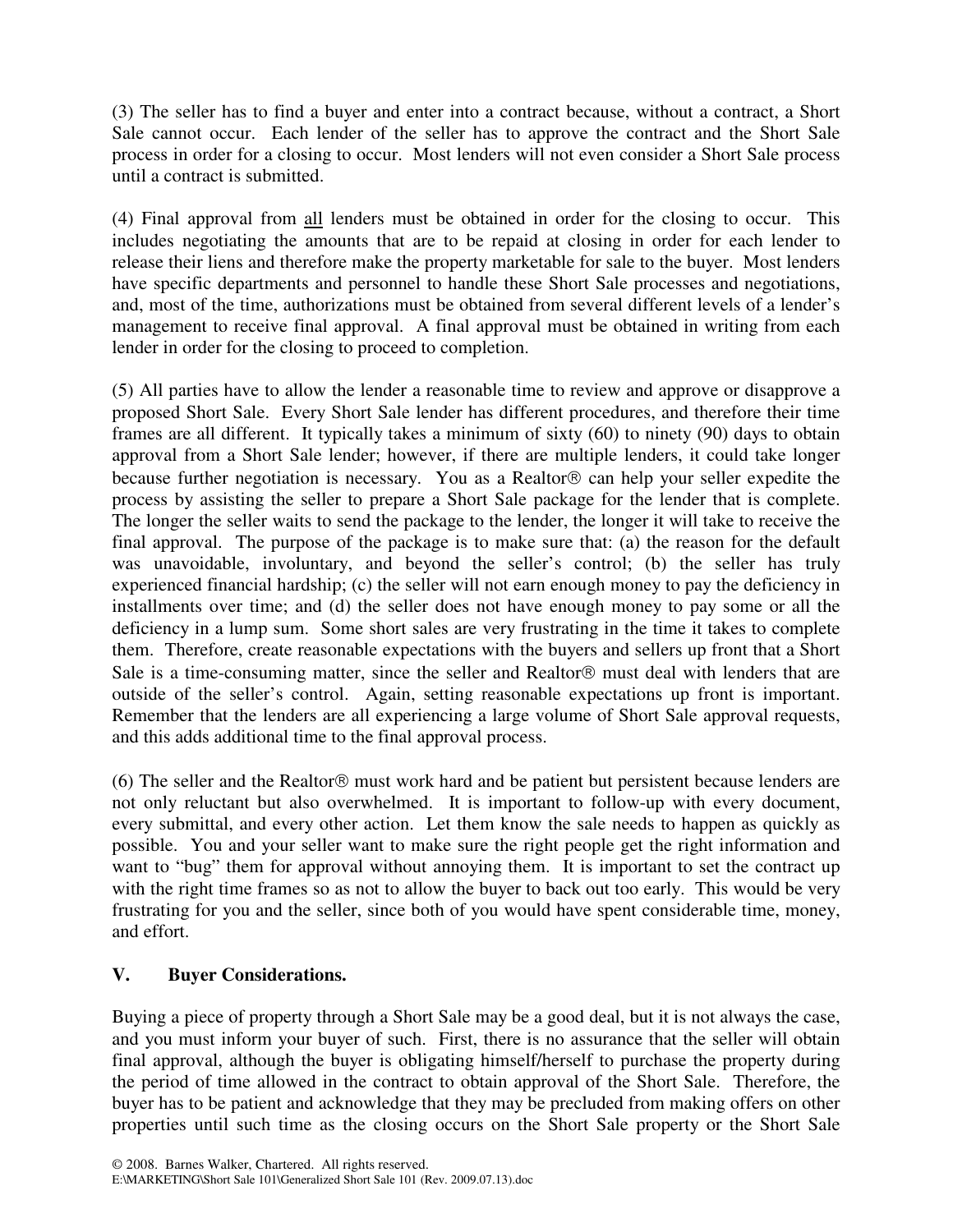(3) The seller has to find a buyer and enter into a contract because, without a contract, a Short Sale cannot occur. Each lender of the seller has to approve the contract and the Short Sale process in order for a closing to occur. Most lenders will not even consider a Short Sale process until a contract is submitted.

(4) Final approval from <u>all</u> lenders must be obtained in order for the closing to occur. This includes negotiating the amounts that are to be repaid at closing in order for each lender to release their liens and therefore make the property marketable for sale to the buyer. Most lenders have specific departments and personnel to handle these Short Sale processes and negotiations, and, most of the time, authorizations must be obtained from several different levels of a lender's management to receive final approval. A final approval must be obtained in writing from each lender in order for the closing to proceed to completion.

(5) All parties have to allow the lender a reasonable time to review and approve or disapprove a proposed Short Sale. Every Short Sale lender has different procedures, and therefore their time frames are all different. It typically takes a minimum of sixty (60) to ninety (90) days to obtain approval from a Short Sale lender; however, if there are multiple lenders, it could take longer because further negotiation is necessary. You as a Realtor® can help your seller expedite the process by assisting the seller to prepare a Short Sale package for the lender that is complete. The longer the seller waits to send the package to the lender, the longer it will take to receive the final approval. The purpose of the package is to make sure that: (a) the reason for the default was unavoidable, involuntary, and beyond the seller's control; (b) the seller has truly experienced financial hardship; (c) the seller will not earn enough money to pay the deficiency in installments over time; and (d) the seller does not have enough money to pay some or all the deficiency in a lump sum. Some short sales are very frustrating in the time it takes to complete them. Therefore, create reasonable expectations with the buyers and sellers up front that a Short Sale is a time-consuming matter, since the seller and Realtor® must deal with lenders that are outside of the seller's control. Again, setting reasonable expectations up front is important. Remember that the lenders are all experiencing a large volume of Short Sale approval requests, and this adds additional time to the final approval process.

(6) The seller and the Realtor® must work hard and be patient but persistent because lenders are not only reluctant but also overwhelmed. It is important to follow-up with every document, every submittal, and every other action. Let them know the sale needs to happen as quickly as possible. You and your seller want to make sure the right people get the right information and want to "bug" them for approval without annoying them. It is important to set the contract up with the right time frames so as not to allow the buyer to back out too early. This would be very frustrating for you and the seller, since both of you would have spent considerable time, money, and effort.

## V. Buyer Considerations.

Buying a piece of property through a Short Sale may be a good deal, but it is not always the case, and you must inform your buyer of such. First, there is no assurance that the seller will obtain final approval, although the buyer is obligating himself/herself to purchase the property during the period of time allowed in the contract to obtain approval of the Short Sale. Therefore, the buyer has to be patient and acknowledge that they may be precluded from making offers on other properties until such time as the closing occurs on the Short Sale property or the Short Sale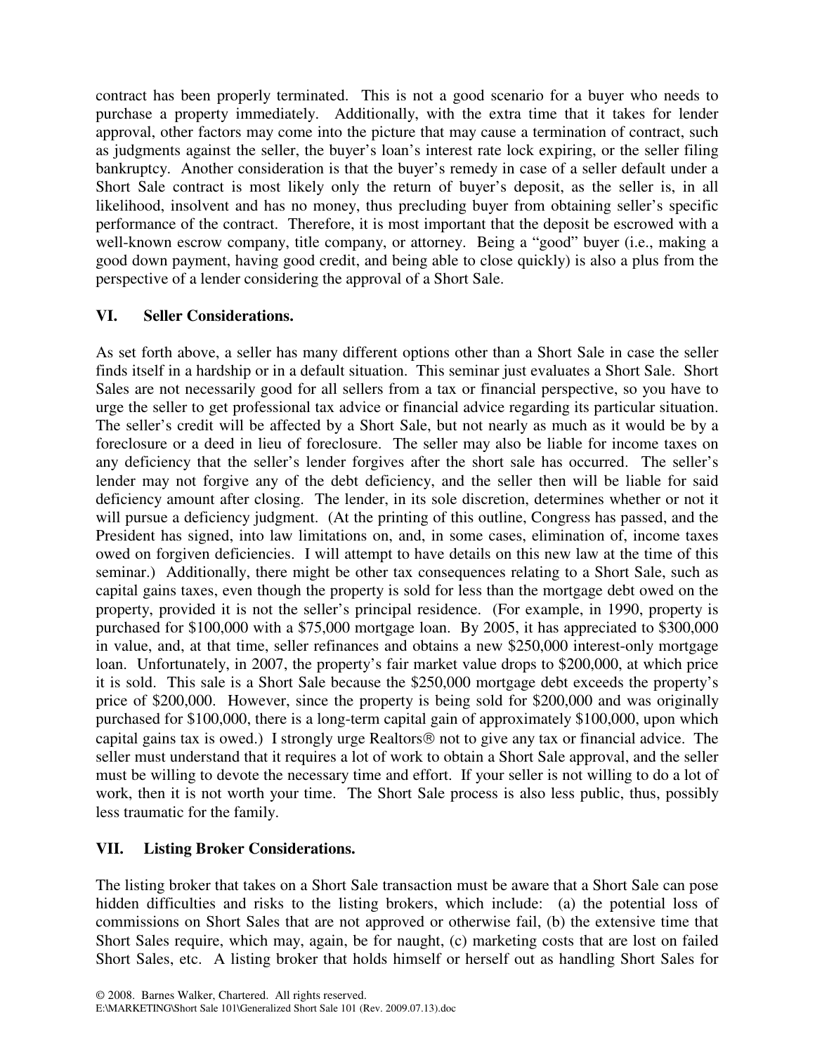contract has been properly terminated. This is not a good scenario for a buyer who needs to purchase a property immediately. Additionally, with the extra time that it takes for lender approval, other factors may come into the picture that may cause a termination of contract, such as judgments against the seller, the buyer's loan's interest rate lock expiring, or the seller filing bankruptcy. Another consideration is that the buyer's remedy in case of a seller default under a Short Sale contract is most likely only the return of buyer's deposit, as the seller is, in all likelihood, insolvent and has no money, thus precluding buyer from obtaining seller's specific performance of the contract. Therefore, it is most important that the deposit be escrowed with a well-known escrow company, title company, or attorney. Being a "good" buyer (i.e., making a good down payment, having good credit, and being able to close quickly) is also a plus from the perspective of a lender considering the approval of a Short Sale.

## VI. Seller Considerations.

As set forth above, a seller has many different options other than a Short Sale in case the seller finds itself in a hardship or in a default situation. This seminar just evaluates a Short Sale. Short Sales are not necessarily good for all sellers from a tax or financial perspective, so you have to urge the seller to get professional tax advice or financial advice regarding its particular situation. The seller's credit will be affected by a Short Sale, but not nearly as much as it would be by a foreclosure or a deed in lieu of foreclosure. The seller may also be liable for income taxes on any deficiency that the seller's lender forgives after the short sale has occurred. The seller's lender may not forgive any of the debt deficiency, and the seller then will be liable for said deficiency amount after closing. The lender, in its sole discretion, determines whether or not it will pursue a deficiency judgment. (At the printing of this outline, Congress has passed, and the President has signed, into law limitations on, and, in some cases, elimination of, income taxes owed on forgiven deficiencies. I will attempt to have details on this new law at the time of this seminar.) Additionally, there might be other tax consequences relating to a Short Sale, such as capital gains taxes, even though the property is sold for less than the mortgage debt owed on the property, provided it is not the seller's principal residence. (For example, in 1990, property is purchased for $100,000 with a $75,000 mortgage loan. By 2005, it has appreciated to $300,000 in value, and, at that time, seller refinances and obtains a new $250,000 interest-only mortgage loan. Unfortunately, in 2007, the property's fair market value drops to $200,000, at which price it is sold. This sale is a Short Sale because the $250,000 mortgage debt exceeds the property's price of $200,000. However, since the property is being sold for $200,000 and was originally purchased for $100,000, there is a long-term capital gain of approximately $100,000, upon which capital gains tax is owed.) I strongly urge Realtors® not to give any tax or financial advice. The seller must understand that it requires a lot of work to obtain a Short Sale approval, and the seller must be willing to devote the necessary time and effort. If your seller is not willing to do a lot of work, then it is not worth your time. The Short Sale process is also less public, thus, possibly less traumatic for the family.

## VII. Listing Broker Considerations.

The listing broker that takes on a Short Sale transaction must be aware that a Short Sale can pose hidden difficulties and risks to the listing brokers, which include: (a) the potential loss of commissions on Short Sales that are not approved or otherwise fail, (b) the extensive time that Short Sales require, which may, again, be for naught, (c) marketing costs that are lost on failed Short Sales, etc. A listing broker that holds himself or herself out as handling Short Sales for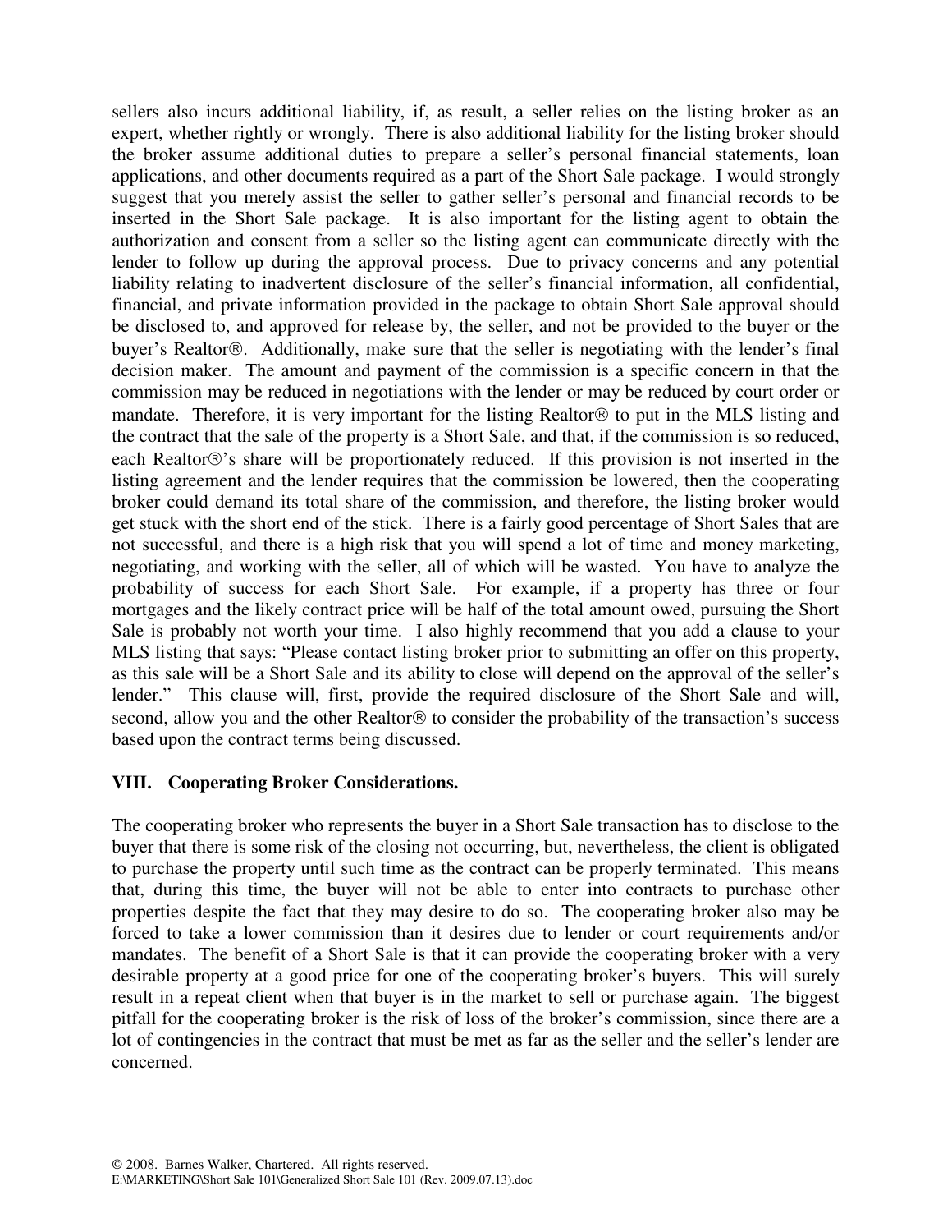sellers also incurs additional liability, if, as result, a seller relies on the listing broker as an expert, whether rightly or wrongly. There is also additional liability for the listing broker should the broker assume additional duties to prepare a seller's personal financial statements, loan applications, and other documents required as a part of the Short Sale package. I would strongly suggest that you merely assist the seller to gather seller's personal and financial records to be inserted in the Short Sale package. It is also important for the listing agent to obtain the authorization and consent from a seller so the listing agent can communicate directly with the lender to follow up during the approval process. Due to privacy concerns and any potential liability relating to inadvertent disclosure of the seller's financial information, all confidential, financial, and private information provided in the package to obtain Short Sale approval should be disclosed to, and approved for release by, the seller, and not be provided to the buyer or the buyer's Realtor®. Additionally, make sure that the seller is negotiating with the lender's final decision maker. The amount and payment of the commission is a specific concern in that the commission may be reduced in negotiations with the lender or may be reduced by court order or mandate. Therefore, it is very important for the listing Realtor® to put in the MLS listing and the contract that the sale of the property is a Short Sale, and that, if the commission is so reduced, each Realtor®'s share will be proportionately reduced. If this provision is not inserted in the listing agreement and the lender requires that the commission be lowered, then the cooperating broker could demand its total share of the commission, and therefore, the listing broker would get stuck with the short end of the stick. There is a fairly good percentage of Short Sales that are not successful, and there is a high risk that you will spend a lot of time and money marketing, negotiating, and working with the seller, all of which will be wasted. You have to analyze the probability of success for each Short Sale. For example, if a property has three or four mortgages and the likely contract price will be half of the total amount owed, pursuing the Short Sale is probably not worth your time. I also highly recommend that you add a clause to your MLS listing that says: "Please contact listing broker prior to submitting an offer on this property, as this sale will be a Short Sale and its ability to close will depend on the approval of the seller's lender." This clause will, first, provide the required disclosure of the Short Sale and will, second, allow you and the other Realtor® to consider the probability of the transaction's success based upon the contract terms being discussed.

## VIII. Cooperating Broker Considerations.

The cooperating broker who represents the buyer in a Short Sale transaction has to disclose to the buyer that there is some risk of the closing not occurring, but, nevertheless, the client is obligated to purchase the property until such time as the contract can be properly terminated. This means that, during this time, the buyer will not be able to enter into contracts to purchase other properties despite the fact that they may desire to do so. The cooperating broker also may be forced to take a lower commission than it desires due to lender or court requirements and/or mandates. The benefit of a Short Sale is that it can provide the cooperating broker with a very desirable property at a good price for one of the cooperating broker's buyers. This will surely result in a repeat client when that buyer is in the market to sell or purchase again. The biggest pitfall for the cooperating broker is the risk of loss of the broker's commission, since there are a lot of contingencies in the contract that must be met as far as the seller and the seller's lender are concerned.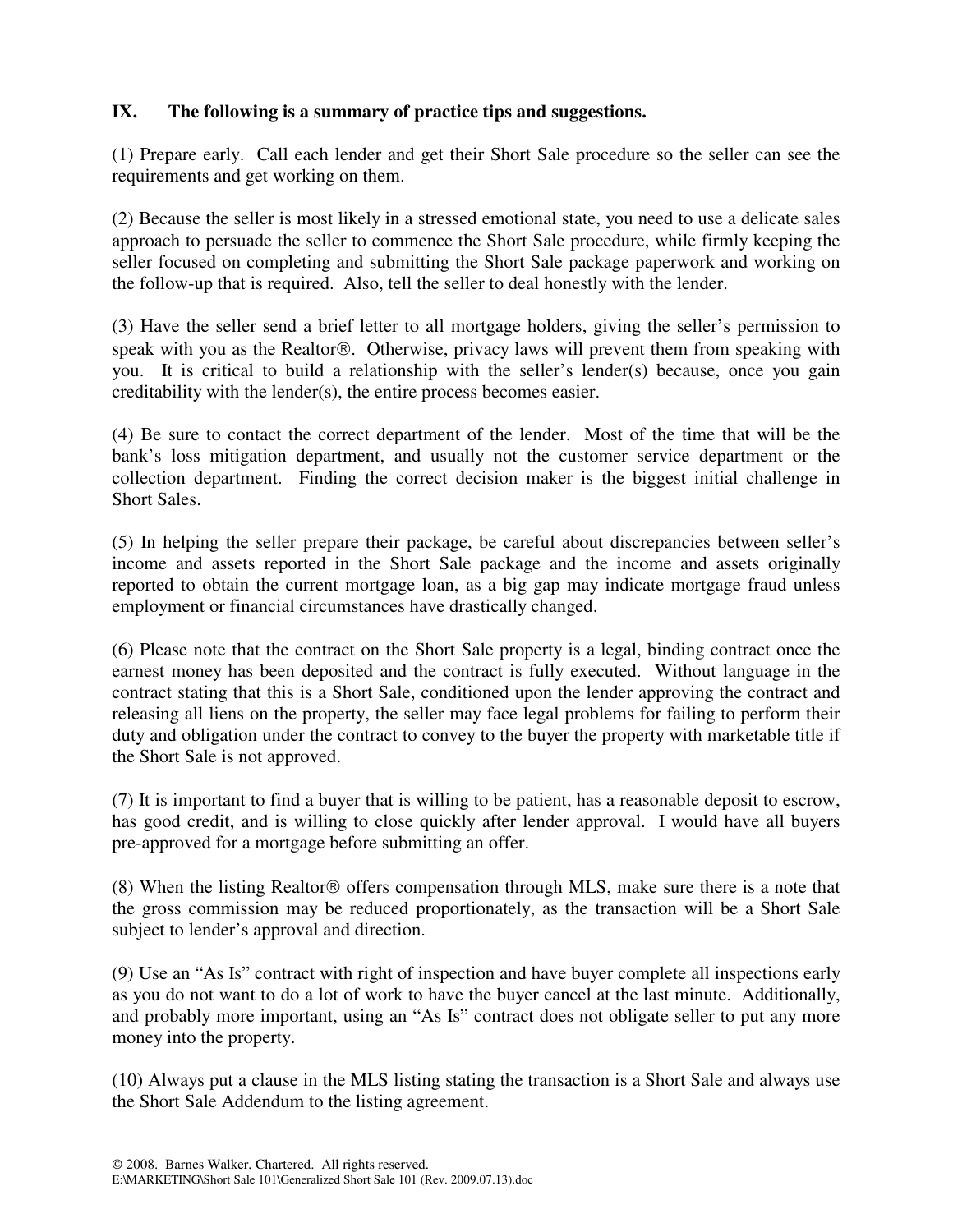## IX. The following is a summary of practice tips and suggestions.

(1) Prepare early. Call each lender and get their Short Sale procedure so the seller can see the requirements and get working on them.

(2) Because the seller is most likely in a stressed emotional state, you need to use a delicate sales approach to persuade the seller to commence the Short Sale procedure, while firmly keeping the seller focused on completing and submitting the Short Sale package paperwork and working on the follow-up that is required. Also, tell the seller to deal honestly with the lender.

(3) Have the seller send a brief letter to all mortgage holders, giving the seller's permission to speak with you as the Realtor®. Otherwise, privacy laws will prevent them from speaking with you. It is critical to build a relationship with the seller's lender(s) because, once you gain creditability with the lender(s), the entire process becomes easier.

(4) Be sure to contact the correct department of the lender. Most of the time that will be the bank's loss mitigation department, and usually not the customer service department or the collection department. Finding the correct decision maker is the biggest initial challenge in Short Sales.

(5) In helping the seller prepare their package, be careful about discrepancies between seller's income and assets reported in the Short Sale package and the income and assets originally reported to obtain the current mortgage loan, as a big gap may indicate mortgage fraud unless employment or financial circumstances have drastically changed.

(6) Please note that the contract on the Short Sale property is a legal, binding contract once the earnest money has been deposited and the contract is fully executed. Without language in the contract stating that this is a Short Sale, conditioned upon the lender approving the contract and releasing all liens on the property, the seller may face legal problems for failing to perform their duty and obligation under the contract to convey to the buyer the property with marketable title if the Short Sale is not approved.

(7) It is important to find a buyer that is willing to be patient, has a reasonable deposit to escrow, has good credit, and is willing to close quickly after lender approval. I would have all buyers pre-approved for a mortgage before submitting an offer.

(8) When the listing Realtor® offers compensation through MLS, make sure there is a note that the gross commission may be reduced proportionately, as the transaction will be a Short Sale subject to lender's approval and direction.

(9) Use an "As Is" contract with right of inspection and have buyer complete all inspections early as you do not want to do a lot of work to have the buyer cancel at the last minute. Additionally, and probably more important, using an "As Is" contract does not obligate seller to put any more money into the property.

(10) Always put a clause in the MLS listing stating the transaction is a Short Sale and always use the Short Sale Addendum to the listing agreement.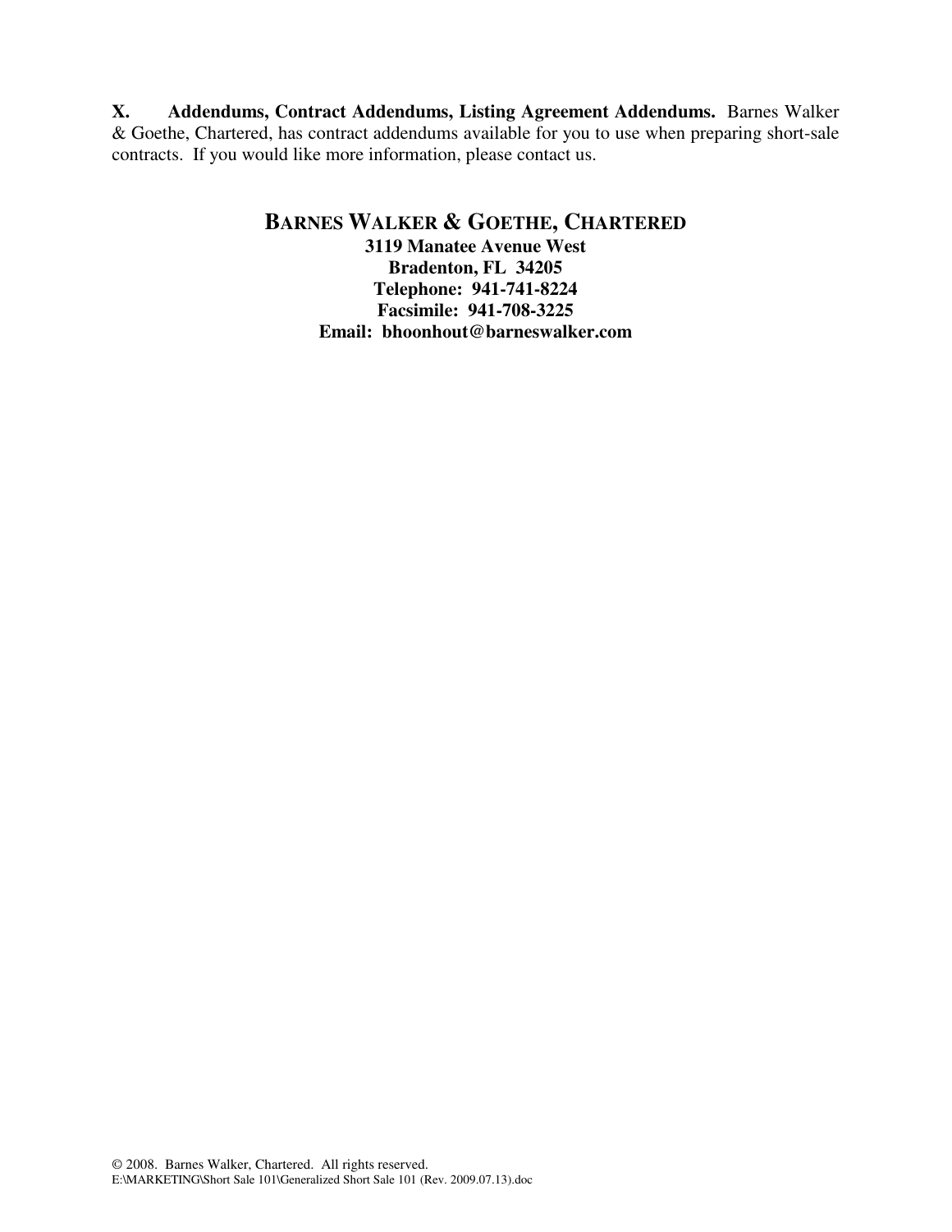**X. Addendums, Contract Addendums, Listing Agreement Addendums.** Barnes Walker & Goethe, Chartered, has contract addendums available for you to use when preparing short-sale contracts. If you would like more information, please contact us.

**BARNES WALKER & GOETHE, CHARTERED**
**3119 Manatee Avenue West**
**Bradenton, FL 34205**
**Telephone: 941-741-8224**
**Facsimile: 941-708-3225**
**Email: bhoonhout@barneswalker.com**

© 2008. Barnes Walker, Chartered. All rights reserved.
E:\MARKETING\Short Sale 101\Generalized Short Sale 101 (Rev. 2009.07.13).doc